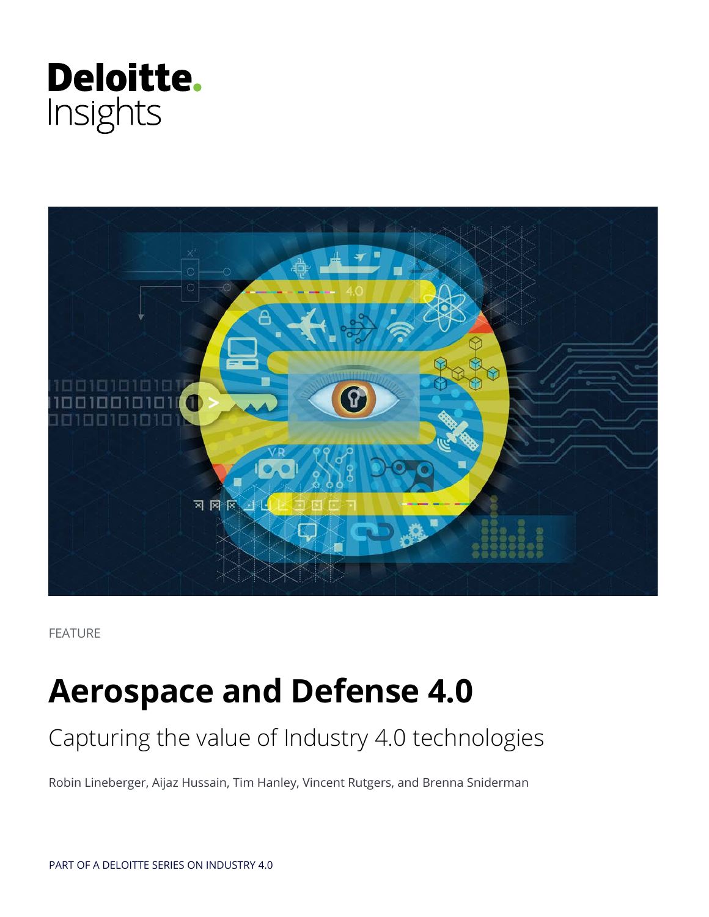Deloitte.
Insights

FEATURE

# Aerospace and Defense 4.0

## Capturing the value of Industry 4.0 technologies

Robin Lineberger, Aijaz Hussain, Tim Hanley, Vincent Rutgers, and Brenna Sniderman

PART OF A DELOITTE SERIES ON INDUSTRY 4.0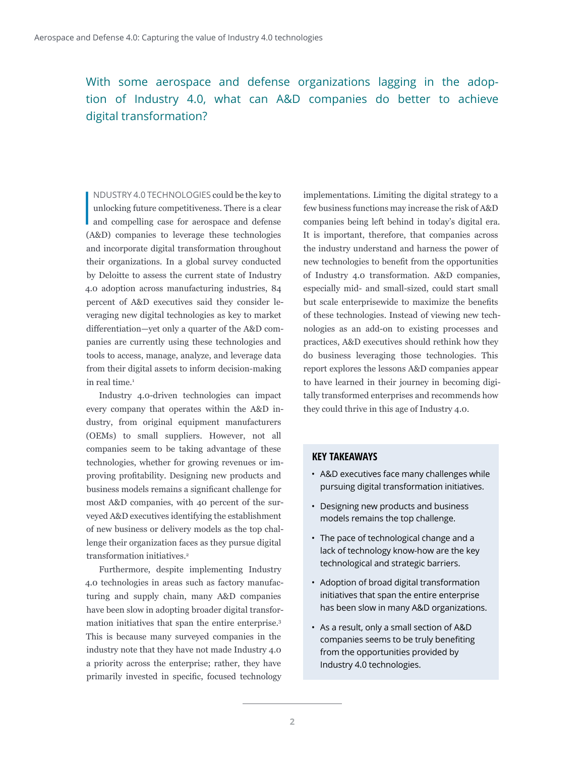## With some aerospace and defense organizations lagging in the adoption of Industry 4.0, what can A&D companies do better to achieve digital transformation?

INDUSTRY 4.0 TECHNOLOGIES could be the key to unlocking future competitiveness. There is a clear and compelling case for aerospace and defense (A&D) companies to leverage these technologies and incorporate digital transformation throughout their organizations. In a global survey conducted by Deloitte to assess the current state of Industry 4.0 adoption across manufacturing industries, 84 percent of A&D executives said they consider leveraging new digital technologies as key to market differentiation—yet only a quarter of the A&D companies are currently using these technologies and tools to access, manage, analyze, and leverage data from their digital assets to inform decision-making in real time.[1]

Industry 4.0-driven technologies can impact every company that operates within the A&D industry, from original equipment manufacturers (OEMs) to small suppliers. However, not all companies seem to be taking advantage of these technologies, whether for growing revenues or improving profitability. Designing new products and business models remains a significant challenge for most A&D companies, with 40 percent of the surveyed A&D executives identifying the establishment of new business or delivery models as the top challenge their organization faces as they pursue digital transformation initiatives.[2]

Furthermore, despite implementing Industry 4.0 technologies in areas such as factory manufacturing and supply chain, many A&D companies have been slow in adopting broader digital transformation initiatives that span the entire enterprise.[3] This is because many surveyed companies in the industry note that they have not made Industry 4.0 a priority across the enterprise; rather, they have primarily invested in specific, focused technology implementations. Limiting the digital strategy to a few business functions may increase the risk of A&D companies being left behind in today's digital era. It is important, therefore, that companies across the industry understand and harness the power of new technologies to benefit from the opportunities of Industry 4.0 transformation. A&D companies, especially mid- and small-sized, could start small but scale enterprisewide to maximize the benefits of these technologies. Instead of viewing new technologies as an add-on to existing processes and practices, A&D executives should rethink how they do business leveraging those technologies. This report explores the lessons A&D companies appear to have learned in their journey in becoming digitally transformed enterprises and recommends how they could thrive in this age of Industry 4.0.

### KEY TAKEAWAYS

- A&D executives face many challenges while pursuing digital transformation initiatives.
- Designing new products and business models remains the top challenge.
- The pace of technological change and a lack of technology know-how are the key technological and strategic barriers.
- Adoption of broad digital transformation initiatives that span the entire enterprise has been slow in many A&D organizations.
- As a result, only a small section of A&D companies seems to be truly benefiting from the opportunities provided by Industry 4.0 technologies.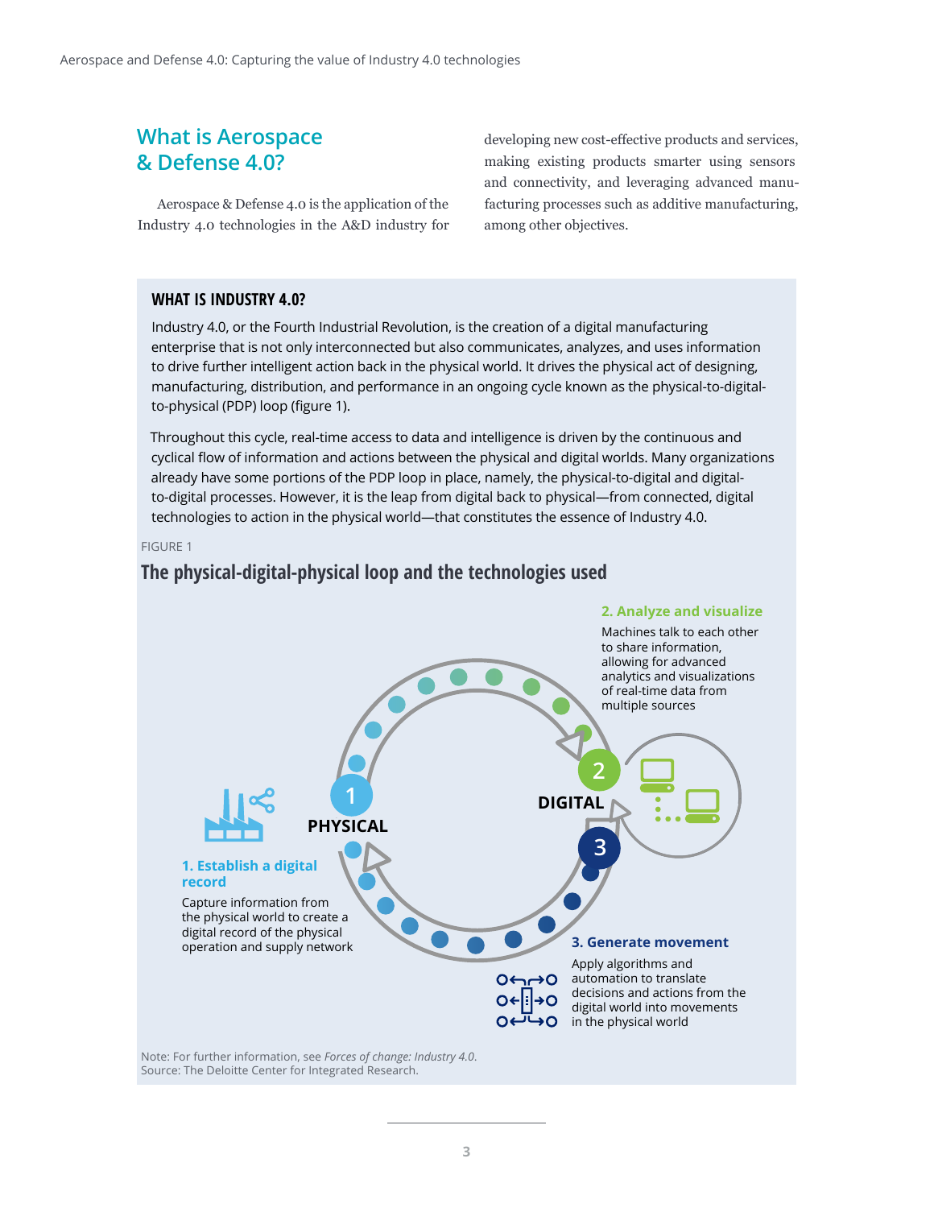## What is Aerospace & Defense 4.0?

Aerospace & Defense 4.0 is the application of the Industry 4.0 technologies in the A&D industry for developing new cost-effective products and services, making existing products smarter using sensors and connectivity, and leveraging advanced manufacturing processes such as additive manufacturing, among other objectives.

### WHAT IS INDUSTRY 4.0?

Industry 4.0, or the Fourth Industrial Revolution, is the creation of a digital manufacturing enterprise that is not only interconnected but also communicates, analyzes, and uses information to drive further intelligent action back in the physical world. It drives the physical act of designing, manufacturing, distribution, and performance in an ongoing cycle known as the physical-to-digital-to-physical (PDP) loop (figure 1).

Throughout this cycle, real-time access to data and intelligence is driven by the continuous and cyclical flow of information and actions between the physical and digital worlds. Many organizations already have some portions of the PDP loop in place, namely, the physical-to-digital and digital-to-digital processes. However, it is the leap from digital back to physical—from connected, digital technologies to action in the physical world—that constitutes the essence of Industry 4.0.

FIGURE 1

**The physical-digital-physical loop and the technologies used**

1 PHYSICAL

2 DIGITAL

3

**1. Establish a digital record**

Capture information from the physical world to create a digital record of the physical operation and supply network

**2. Analyze and visualize**

Machines talk to each other to share information, allowing for advanced analytics and visualizations of real-time data from multiple sources

**3. Generate movement**

Apply algorithms and automation to translate decisions and actions from the digital world into movements in the physical world

Note: For further information, see *Forces of change: Industry 4.0*.
Source: The Deloitte Center for Integrated Research.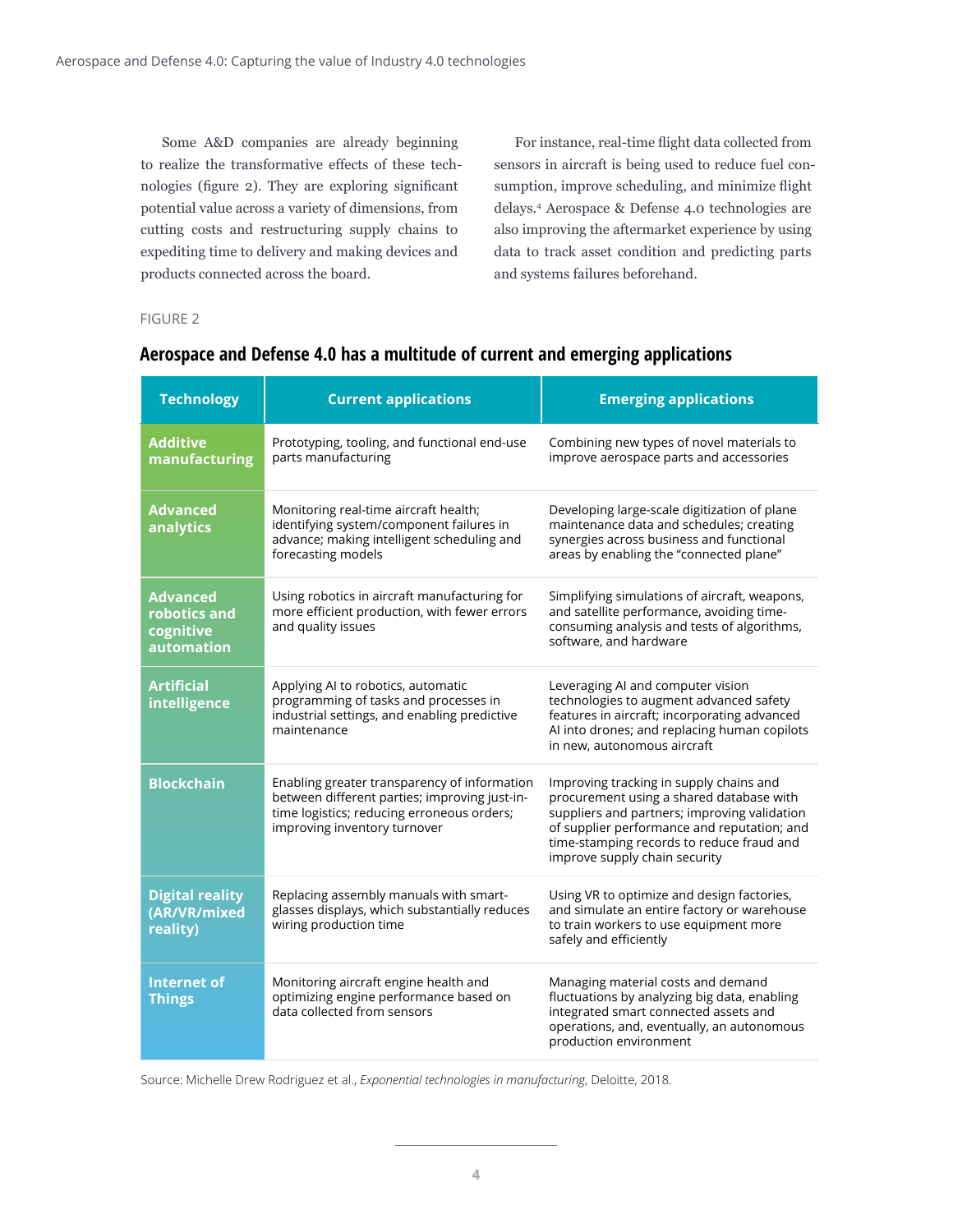Some A&D companies are already beginning to realize the transformative effects of these technologies (figure 2). They are exploring significant potential value across a variety of dimensions, from cutting costs and restructuring supply chains to expediting time to delivery and making devices and products connected across the board.

For instance, real-time flight data collected from sensors in aircraft is being used to reduce fuel consumption, improve scheduling, and minimize flight delays.[4] Aerospace & Defense 4.0 technologies are also improving the aftermarket experience by using data to track asset condition and predicting parts and systems failures beforehand.

FIGURE 2

## Aerospace and Defense 4.0 has a multitude of current and emerging applications

| Technology | Current applications | Emerging applications |
|---|---|---|
| **Additive manufacturing** | Prototyping, tooling, and functional end-use parts manufacturing | Combining new types of novel materials to improve aerospace parts and accessories |
| **Advanced analytics** | Monitoring real-time aircraft health; identifying system/component failures in advance; making intelligent scheduling and forecasting models | Developing large-scale digitization of plane maintenance data and schedules; creating synergies across business and functional areas by enabling the "connected plane" |
| **Advanced robotics and cognitive automation** | Using robotics in aircraft manufacturing for more efficient production, with fewer errors and quality issues | Simplifying simulations of aircraft, weapons, and satellite performance, avoiding time-consuming analysis and tests of algorithms, software, and hardware |
| **Artificial intelligence** | Applying AI to robotics, automatic programming of tasks and processes in industrial settings, and enabling predictive maintenance | Leveraging AI and computer vision technologies to augment advanced safety features in aircraft; incorporating advanced AI into drones; and replacing human copilots in new, autonomous aircraft |
| **Blockchain** | Enabling greater transparency of information between different parties; improving just-in-time logistics; reducing erroneous orders; improving inventory turnover | Improving tracking in supply chains and procurement using a shared database with suppliers and partners; improving validation of supplier performance and reputation; and time-stamping records to reduce fraud and improve supply chain security |
| **Digital reality (AR/VR/mixed reality)** | Replacing assembly manuals with smart-glasses displays, which substantially reduces wiring production time | Using VR to optimize and design factories, and simulate an entire factory or warehouse to train workers to use equipment more safely and efficiently |
| **Internet of Things** | Monitoring aircraft engine health and optimizing engine performance based on data collected from sensors | Managing material costs and demand fluctuations by analyzing big data, enabling integrated smart connected assets and operations, and, eventually, an autonomous production environment |

Source: Michelle Drew Rodriguez et al., *Exponential technologies in manufacturing*, Deloitte, 2018.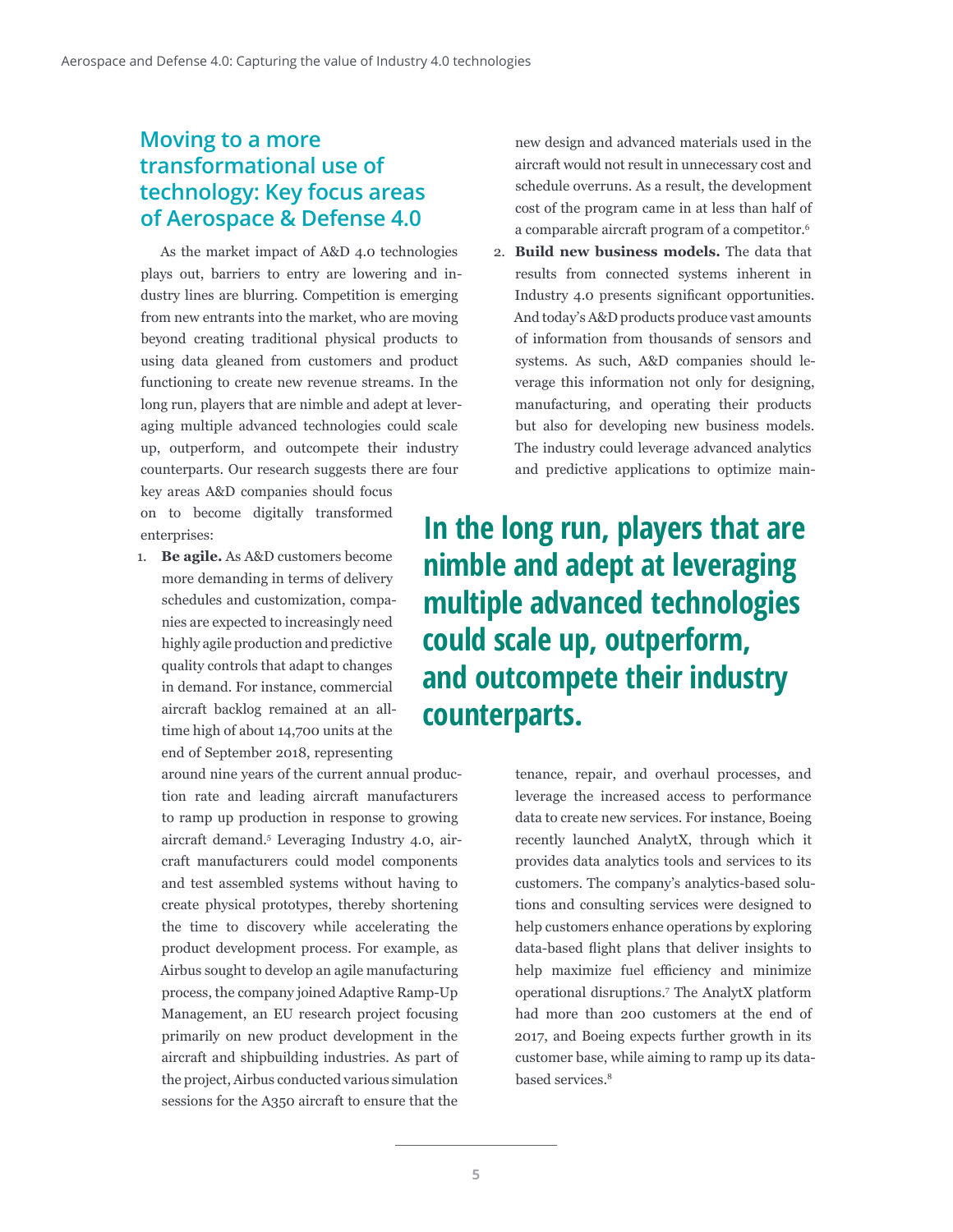## Moving to a more transformational use of technology: Key focus areas of Aerospace & Defense 4.0

As the market impact of A&D 4.0 technologies plays out, barriers to entry are lowering and industry lines are blurring. Competition is emerging from new entrants into the market, who are moving beyond creating traditional physical products to using data gleaned from customers and product functioning to create new revenue streams. In the long run, players that are nimble and adept at leveraging multiple advanced technologies could scale up, outperform, and outcompete their industry counterparts. Our research suggests there are four key areas A&D companies should focus on to become digitally transformed enterprises:

1. **Be agile.** As A&D customers become more demanding in terms of delivery schedules and customization, companies are expected to increasingly need highly agile production and predictive quality controls that adapt to changes in demand. For instance, commercial aircraft backlog remained at an all-time high of about 14,700 units at the end of September 2018, representing around nine years of the current annual production rate and leading aircraft manufacturers to ramp up production in response to growing aircraft demand.[5] Leveraging Industry 4.0, aircraft manufacturers could model components and test assembled systems without having to create physical prototypes, thereby shortening the time to discovery while accelerating the product development process. For example, as Airbus sought to develop an agile manufacturing process, the company joined Adaptive Ramp-Up Management, an EU research project focusing primarily on new product development in the aircraft and shipbuilding industries. As part of the project, Airbus conducted various simulation sessions for the A350 aircraft to ensure that the new design and advanced materials used in the aircraft would not result in unnecessary cost and schedule overruns. As a result, the development cost of the program came in at less than half of a comparable aircraft program of a competitor.[6]
2. **Build new business models.** The data that results from connected systems inherent in Industry 4.0 presents significant opportunities. And today's A&D products produce vast amounts of information from thousands of sensors and systems. As such, A&D companies should leverage this information not only for designing, manufacturing, and operating their products but also for developing new business models. The industry could leverage advanced analytics and predictive applications to optimize maintenance, repair, and overhaul processes, and leverage the increased access to performance data to create new services. For instance, Boeing recently launched AnalytX, through which it provides data analytics tools and services to its customers. The company's analytics-based solutions and consulting services were designed to help customers enhance operations by exploring data-based flight plans that deliver insights to help maximize fuel efficiency and minimize operational disruptions.[7] The AnalytX platform had more than 200 customers at the end of 2017, and Boeing expects further growth in its customer base, while aiming to ramp up its data-based services.[8]

**In the long run, players that are nimble and adept at leveraging multiple advanced technologies could scale up, outperform, and outcompete their industry counterparts.**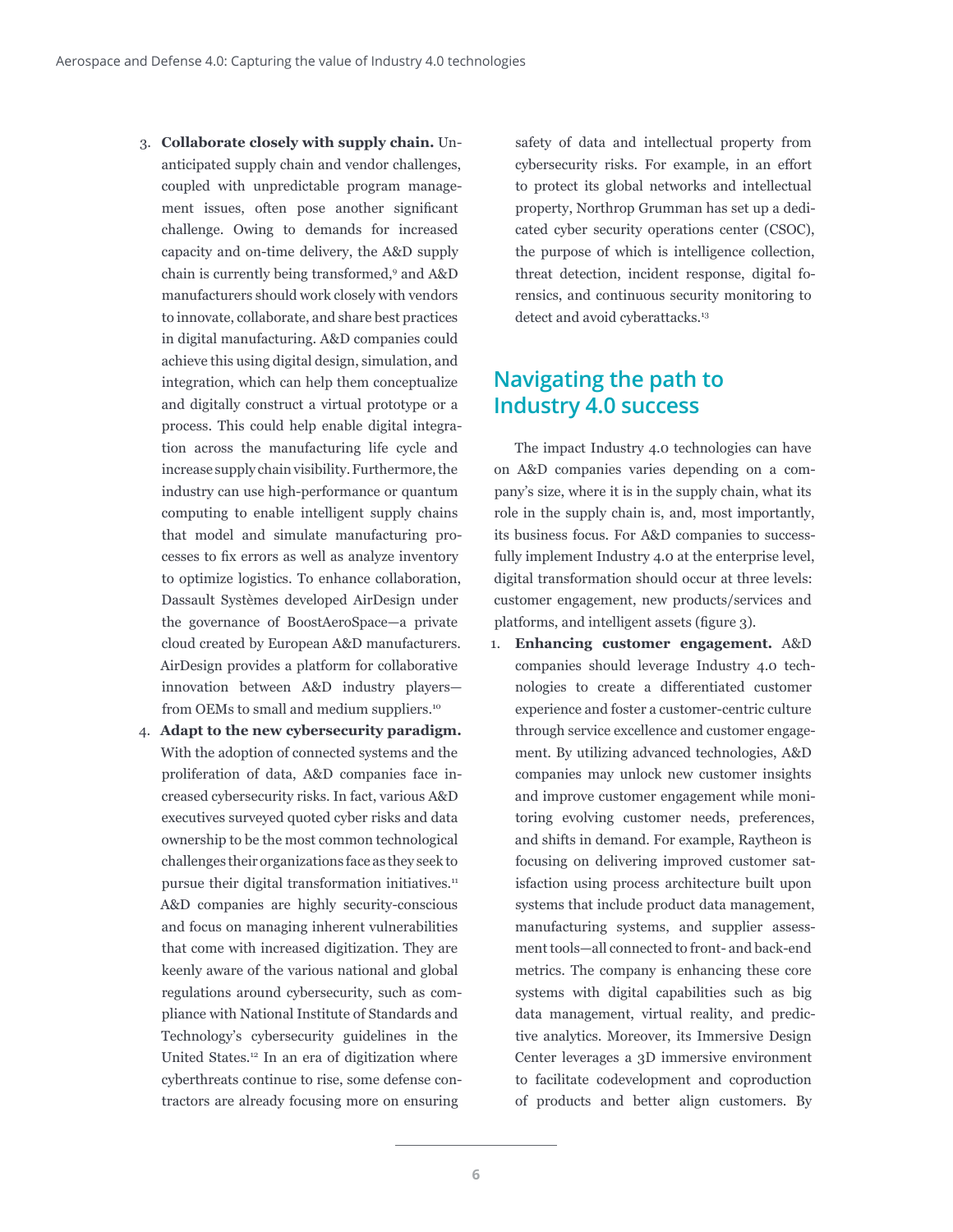3. **Collaborate closely with supply chain.** Unanticipated supply chain and vendor challenges, coupled with unpredictable program management issues, often pose another significant challenge. Owing to demands for increased capacity and on-time delivery, the A&D supply chain is currently being transformed,[9] and A&D manufacturers should work closely with vendors to innovate, collaborate, and share best practices in digital manufacturing. A&D companies could achieve this using digital design, simulation, and integration, which can help them conceptualize and digitally construct a virtual prototype or a process. This could help enable digital integration across the manufacturing life cycle and increase supply chain visibility. Furthermore, the industry can use high-performance or quantum computing to enable intelligent supply chains that model and simulate manufacturing processes to fix errors as well as analyze inventory to optimize logistics. To enhance collaboration, Dassault Systèmes developed AirDesign under the governance of BoostAeroSpace—a private cloud created by European A&D manufacturers. AirDesign provides a platform for collaborative innovation between A&D industry players—from OEMs to small and medium suppliers.[10]
4. **Adapt to the new cybersecurity paradigm.** With the adoption of connected systems and the proliferation of data, A&D companies face increased cybersecurity risks. In fact, various A&D executives surveyed quoted cyber risks and data ownership to be the most common technological challenges their organizations face as they seek to pursue their digital transformation initiatives.[11] A&D companies are highly security-conscious and focus on managing inherent vulnerabilities that come with increased digitization. They are keenly aware of the various national and global regulations around cybersecurity, such as compliance with National Institute of Standards and Technology's cybersecurity guidelines in the United States.[12] In an era of digitization where cyberthreats continue to rise, some defense contractors are already focusing more on ensuring safety of data and intellectual property from cybersecurity risks. For example, in an effort to protect its global networks and intellectual property, Northrop Grumman has set up a dedicated cyber security operations center (CSOC), the purpose of which is intelligence collection, threat detection, incident response, digital forensics, and continuous security monitoring to detect and avoid cyberattacks.[13]

## Navigating the path to Industry 4.0 success

The impact Industry 4.0 technologies can have on A&D companies varies depending on a company's size, where it is in the supply chain, what its role in the supply chain is, and, most importantly, its business focus. For A&D companies to successfully implement Industry 4.0 at the enterprise level, digital transformation should occur at three levels: customer engagement, new products/services and platforms, and intelligent assets (figure 3).

1. **Enhancing customer engagement.** A&D companies should leverage Industry 4.0 technologies to create a differentiated customer experience and foster a customer-centric culture through service excellence and customer engagement. By utilizing advanced technologies, A&D companies may unlock new customer insights and improve customer engagement while monitoring evolving customer needs, preferences, and shifts in demand. For example, Raytheon is focusing on delivering improved customer satisfaction using process architecture built upon systems that include product data management, manufacturing systems, and supplier assessment tools—all connected to front- and back-end metrics. The company is enhancing these core systems with digital capabilities such as big data management, virtual reality, and predictive analytics. Moreover, its Immersive Design Center leverages a 3D immersive environment to facilitate codevelopment and coproduction of products and better align customers. By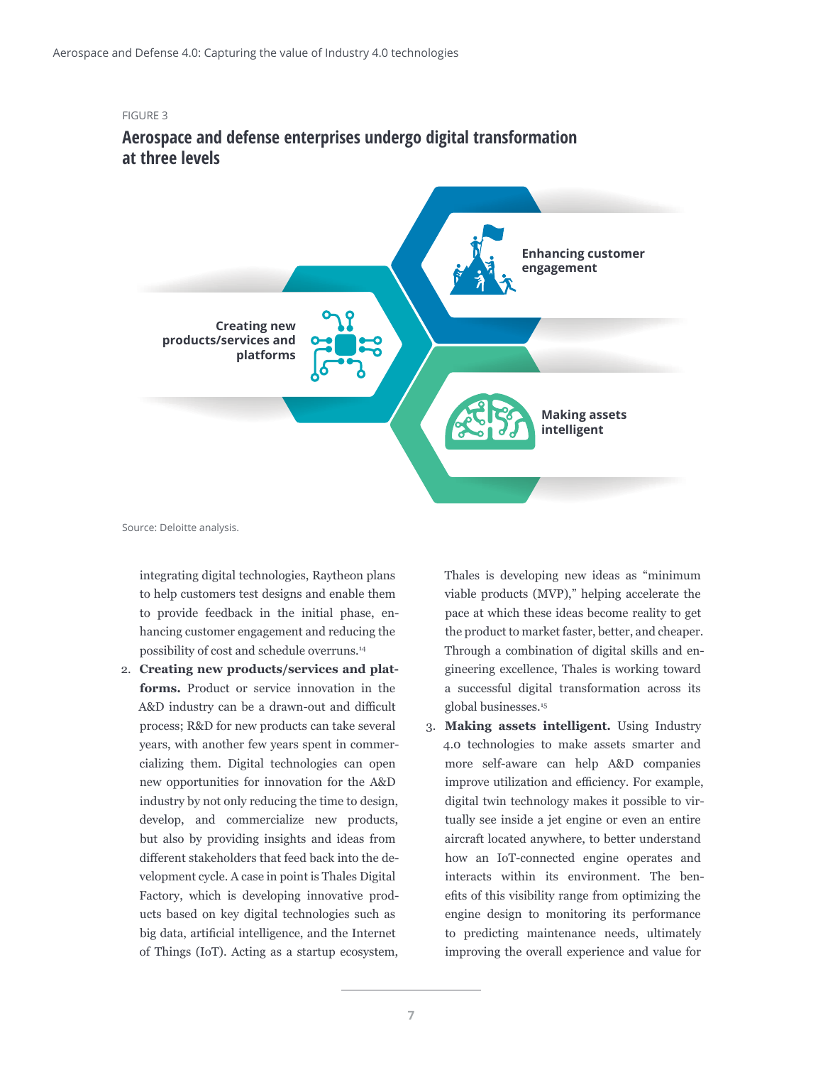FIGURE 3

## Aerospace and defense enterprises undergo digital transformation at three levels

Enhancing customer engagement

Creating new products/services and platforms

Making assets intelligent

Source: Deloitte analysis.

integrating digital technologies, Raytheon plans to help customers test designs and enable them to provide feedback in the initial phase, enhancing customer engagement and reducing the possibility of cost and schedule overruns.[14]

2. **Creating new products/services and platforms.** Product or service innovation in the A&D industry can be a drawn-out and difficult process; R&D for new products can take several years, with another few years spent in commercializing them. Digital technologies can open new opportunities for innovation for the A&D industry by not only reducing the time to design, develop, and commercialize new products, but also by providing insights and ideas from different stakeholders that feed back into the development cycle. A case in point is Thales Digital Factory, which is developing innovative products based on key digital technologies such as big data, artificial intelligence, and the Internet of Things (IoT). Acting as a startup ecosystem, Thales is developing new ideas as "minimum viable products (MVP)," helping accelerate the pace at which these ideas become reality to get the product to market faster, better, and cheaper. Through a combination of digital skills and engineering excellence, Thales is working toward a successful digital transformation across its global businesses.[15]

3. **Making assets intelligent.** Using Industry 4.0 technologies to make assets smarter and more self-aware can help A&D companies improve utilization and efficiency. For example, digital twin technology makes it possible to virtually see inside a jet engine or even an entire aircraft located anywhere, to better understand how an IoT-connected engine operates and interacts within its environment. The benefits of this visibility range from optimizing the engine design to monitoring its performance to predicting maintenance needs, ultimately improving the overall experience and value for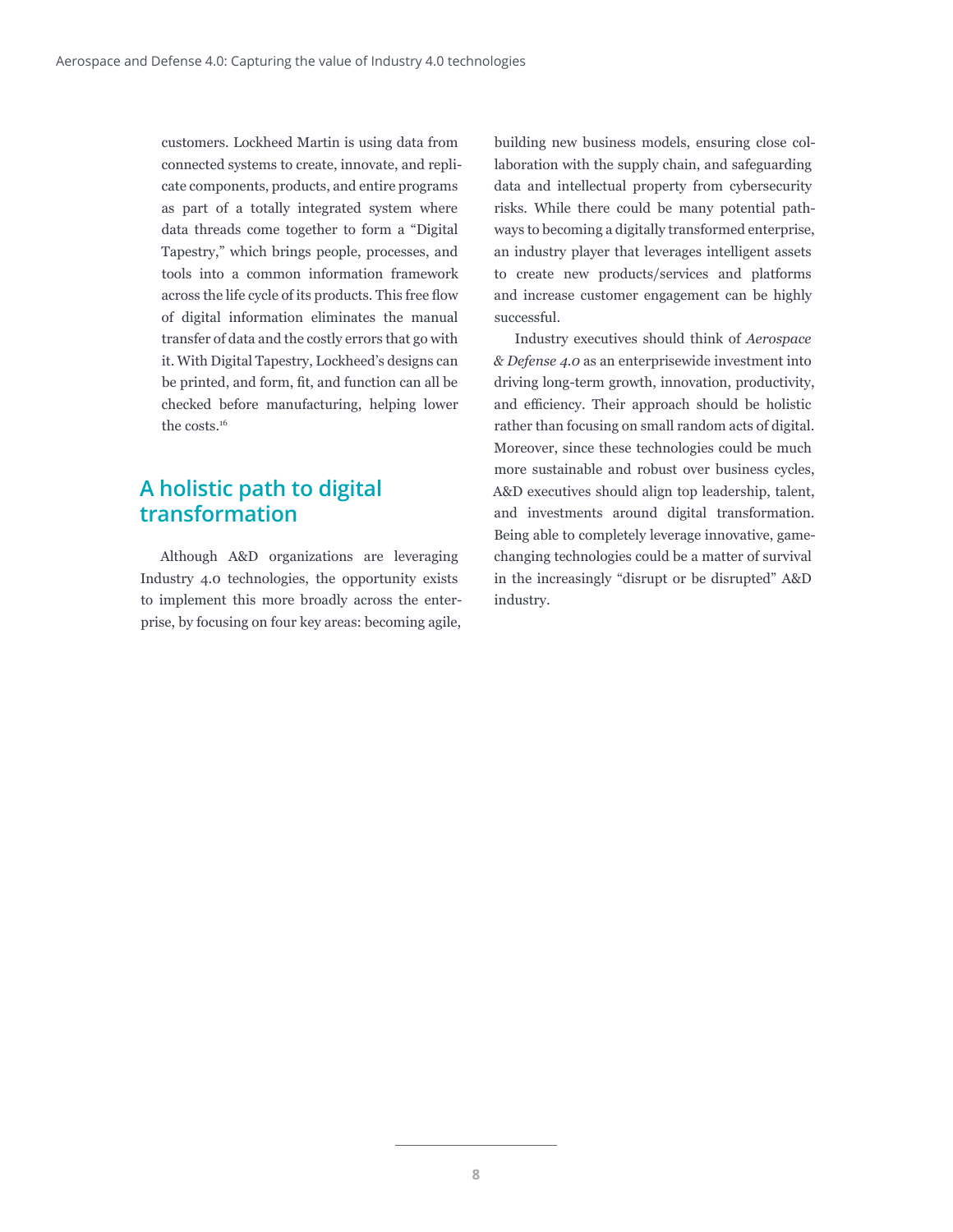customers. Lockheed Martin is using data from connected systems to create, innovate, and replicate components, products, and entire programs as part of a totally integrated system where data threads come together to form a "Digital Tapestry," which brings people, processes, and tools into a common information framework across the life cycle of its products. This free flow of digital information eliminates the manual transfer of data and the costly errors that go with it. With Digital Tapestry, Lockheed's designs can be printed, and form, fit, and function can all be checked before manufacturing, helping lower the costs.[16]

## A holistic path to digital transformation

Although A&D organizations are leveraging Industry 4.0 technologies, the opportunity exists to implement this more broadly across the enterprise, by focusing on four key areas: becoming agile, building new business models, ensuring close collaboration with the supply chain, and safeguarding data and intellectual property from cybersecurity risks. While there could be many potential pathways to becoming a digitally transformed enterprise, an industry player that leverages intelligent assets to create new products/services and platforms and increase customer engagement can be highly successful.

Industry executives should think of *Aerospace & Defense 4.0* as an enterprisewide investment into driving long-term growth, innovation, productivity, and efficiency. Their approach should be holistic rather than focusing on small random acts of digital. Moreover, since these technologies could be much more sustainable and robust over business cycles, A&D executives should align top leadership, talent, and investments around digital transformation. Being able to completely leverage innovative, game-changing technologies could be a matter of survival in the increasingly "disrupt or be disrupted" A&D industry.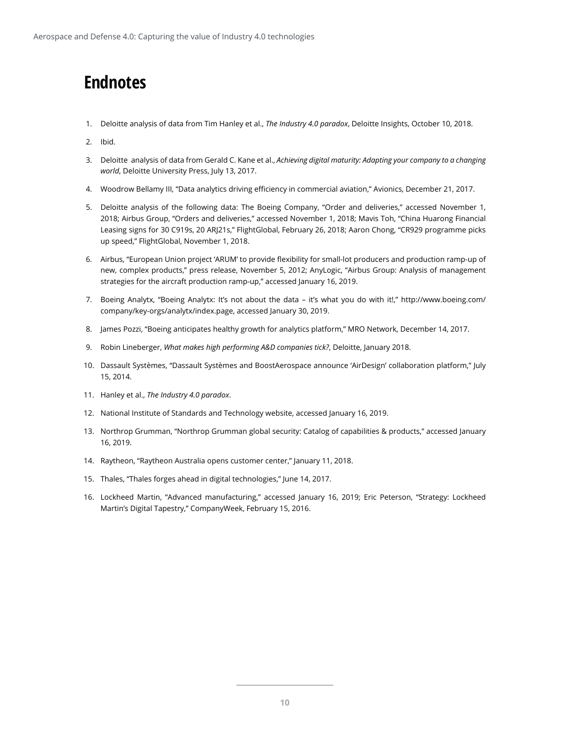# Endnotes

1. Deloitte analysis of data from Tim Hanley et al., *The Industry 4.0 paradox*, Deloitte Insights, October 10, 2018.
2. Ibid.
3. Deloitte analysis of data from Gerald C. Kane et al., *Achieving digital maturity: Adapting your company to a changing world*, Deloitte University Press, July 13, 2017.
4. Woodrow Bellamy III, "Data analytics driving efficiency in commercial aviation," Avionics, December 21, 2017.
5. Deloitte analysis of the following data: The Boeing Company, "Order and deliveries," accessed November 1, 2018; Airbus Group, "Orders and deliveries," accessed November 1, 2018; Mavis Toh, "China Huarong Financial Leasing signs for 30 C919s, 20 ARJ21s," FlightGlobal, February 26, 2018; Aaron Chong, "CR929 programme picks up speed," FlightGlobal, November 1, 2018.
6. Airbus, "European Union project 'ARUM' to provide flexibility for small-lot producers and production ramp-up of new, complex products," press release, November 5, 2012; AnyLogic, "Airbus Group: Analysis of management strategies for the aircraft production ramp-up," accessed January 16, 2019.
7. Boeing Analytx, "Boeing Analytx: It's not about the data – it's what you do with it!," http://www.boeing.com/company/key-orgs/analytx/index.page, accessed January 30, 2019.
8. James Pozzi, "Boeing anticipates healthy growth for analytics platform," MRO Network, December 14, 2017.
9. Robin Lineberger, *What makes high performing A&D companies tick?*, Deloitte, January 2018.
10. Dassault Systèmes, "Dassault Systèmes and BoostAerospace announce 'AirDesign' collaboration platform," July 15, 2014.
11. Hanley et al., *The Industry 4.0 paradox*.
12. National Institute of Standards and Technology website, accessed January 16, 2019.
13. Northrop Grumman, "Northrop Grumman global security: Catalog of capabilities & products," accessed January 16, 2019.
14. Raytheon, "Raytheon Australia opens customer center," January 11, 2018.
15. Thales, "Thales forges ahead in digital technologies," June 14, 2017.
16. Lockheed Martin, "Advanced manufacturing," accessed January 16, 2019; Eric Peterson, "Strategy: Lockheed Martin's Digital Tapestry," CompanyWeek, February 15, 2016.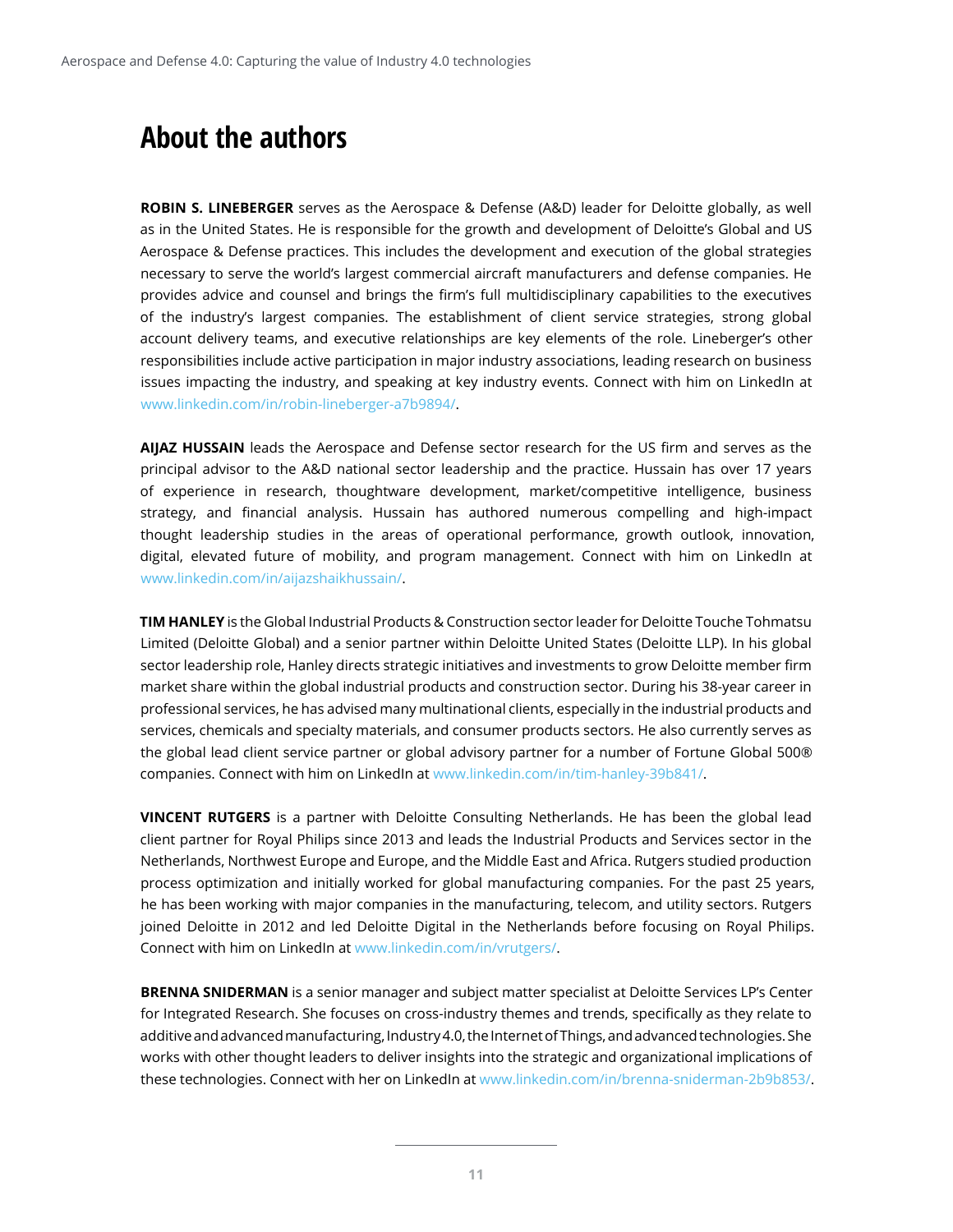## About the authors

**ROBIN S. LINEBERGER** serves as the Aerospace & Defense (A&D) leader for Deloitte globally, as well as in the United States. He is responsible for the growth and development of Deloitte's Global and US Aerospace & Defense practices. This includes the development and execution of the global strategies necessary to serve the world's largest commercial aircraft manufacturers and defense companies. He provides advice and counsel and brings the firm's full multidisciplinary capabilities to the executives of the industry's largest companies. The establishment of client service strategies, strong global account delivery teams, and executive relationships are key elements of the role. Lineberger's other responsibilities include active participation in major industry associations, leading research on business issues impacting the industry, and speaking at key industry events. Connect with him on LinkedIn at www.linkedin.com/in/robin-lineberger-a7b9894/.

**AIJAZ HUSSAIN** leads the Aerospace and Defense sector research for the US firm and serves as the principal advisor to the A&D national sector leadership and the practice. Hussain has over 17 years of experience in research, thoughtware development, market/competitive intelligence, business strategy, and financial analysis. Hussain has authored numerous compelling and high-impact thought leadership studies in the areas of operational performance, growth outlook, innovation, digital, elevated future of mobility, and program management. Connect with him on LinkedIn at www.linkedin.com/in/aijazshaikhussain/.

**TIM HANLEY** is the Global Industrial Products & Construction sector leader for Deloitte Touche Tohmatsu Limited (Deloitte Global) and a senior partner within Deloitte United States (Deloitte LLP). In his global sector leadership role, Hanley directs strategic initiatives and investments to grow Deloitte member firm market share within the global industrial products and construction sector. During his 38-year career in professional services, he has advised many multinational clients, especially in the industrial products and services, chemicals and specialty materials, and consumer products sectors. He also currently serves as the global lead client service partner or global advisory partner for a number of Fortune Global 500® companies. Connect with him on LinkedIn at www.linkedin.com/in/tim-hanley-39b841/.

**VINCENT RUTGERS** is a partner with Deloitte Consulting Netherlands. He has been the global lead client partner for Royal Philips since 2013 and leads the Industrial Products and Services sector in the Netherlands, Northwest Europe and Europe, and the Middle East and Africa. Rutgers studied production process optimization and initially worked for global manufacturing companies. For the past 25 years, he has been working with major companies in the manufacturing, telecom, and utility sectors. Rutgers joined Deloitte in 2012 and led Deloitte Digital in the Netherlands before focusing on Royal Philips. Connect with him on LinkedIn at www.linkedin.com/in/vrutgers/.

**BRENNA SNIDERMAN** is a senior manager and subject matter specialist at Deloitte Services LP's Center for Integrated Research. She focuses on cross-industry themes and trends, specifically as they relate to additive and advanced manufacturing, Industry 4.0, the Internet of Things, and advanced technologies. She works with other thought leaders to deliver insights into the strategic and organizational implications of these technologies. Connect with her on LinkedIn at www.linkedin.com/in/brenna-sniderman-2b9b853/.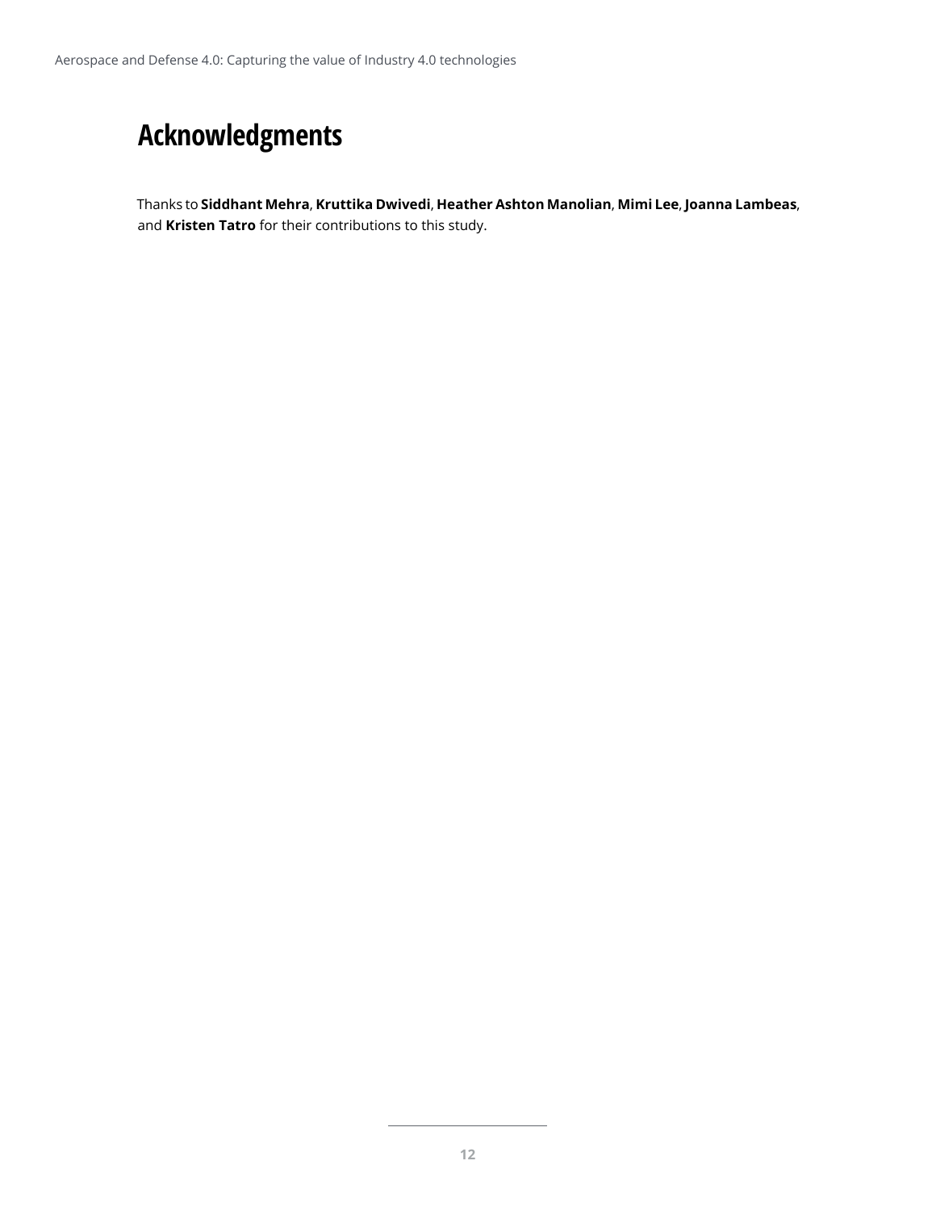# Acknowledgments

Thanks to **Siddhant Mehra**, **Kruttika Dwivedi**, **Heather Ashton Manolian**, **Mimi Lee**, **Joanna Lambeas**, and **Kristen Tatro** for their contributions to this study.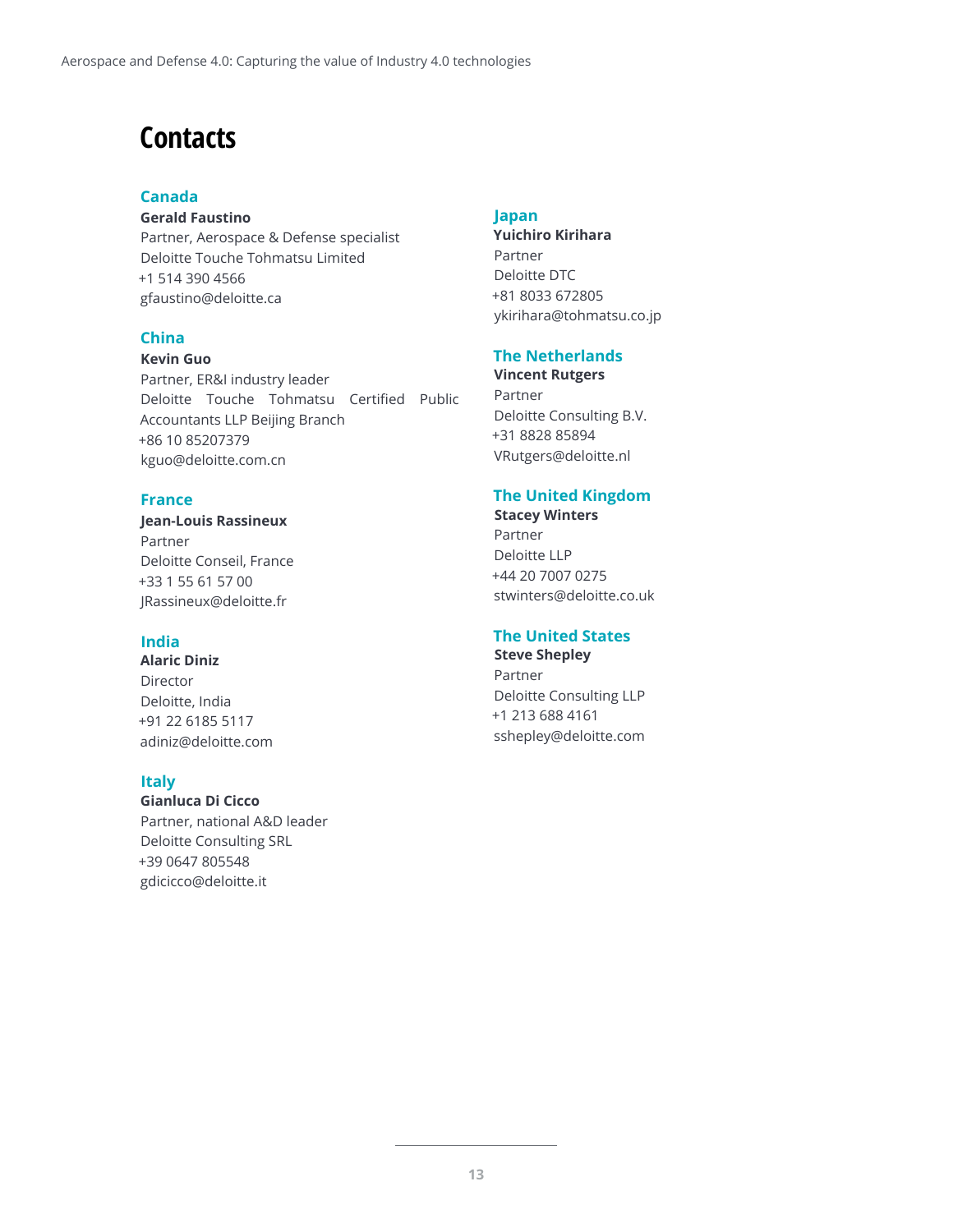# Contacts

### Canada

**Gerald Faustino**
Partner, Aerospace & Defense specialist
Deloitte Touche Tohmatsu Limited
+1 514 390 4566
gfaustino@deloitte.ca

### China

**Kevin Guo**
Partner, ER&I industry leader
Deloitte Touche Tohmatsu Certified Public Accountants LLP Beijing Branch
+86 10 85207379
kguo@deloitte.com.cn

### France

**Jean-Louis Rassineux**
Partner
Deloitte Conseil, France
+33 1 55 61 57 00
JRassineux@deloitte.fr

### India

**Alaric Diniz**
Director
Deloitte, India
+91 22 6185 5117
adiniz@deloitte.com

### Italy

**Gianluca Di Cicco**
Partner, national A&D leader
Deloitte Consulting SRL
+39 0647 805548
gdicicco@deloitte.it

### Japan

**Yuichiro Kirihara**
Partner
Deloitte DTC
+81 8033 672805
ykirihara@tohmatsu.co.jp

### The Netherlands

**Vincent Rutgers**
Partner
Deloitte Consulting B.V.
+31 8828 85894
VRutgers@deloitte.nl

### The United Kingdom

**Stacey Winters**
Partner
Deloitte LLP
+44 20 7007 0275
stwinters@deloitte.co.uk

### The United States

**Steve Shepley**
Partner
Deloitte Consulting LLP
+1 213 688 4161
sshepley@deloitte.com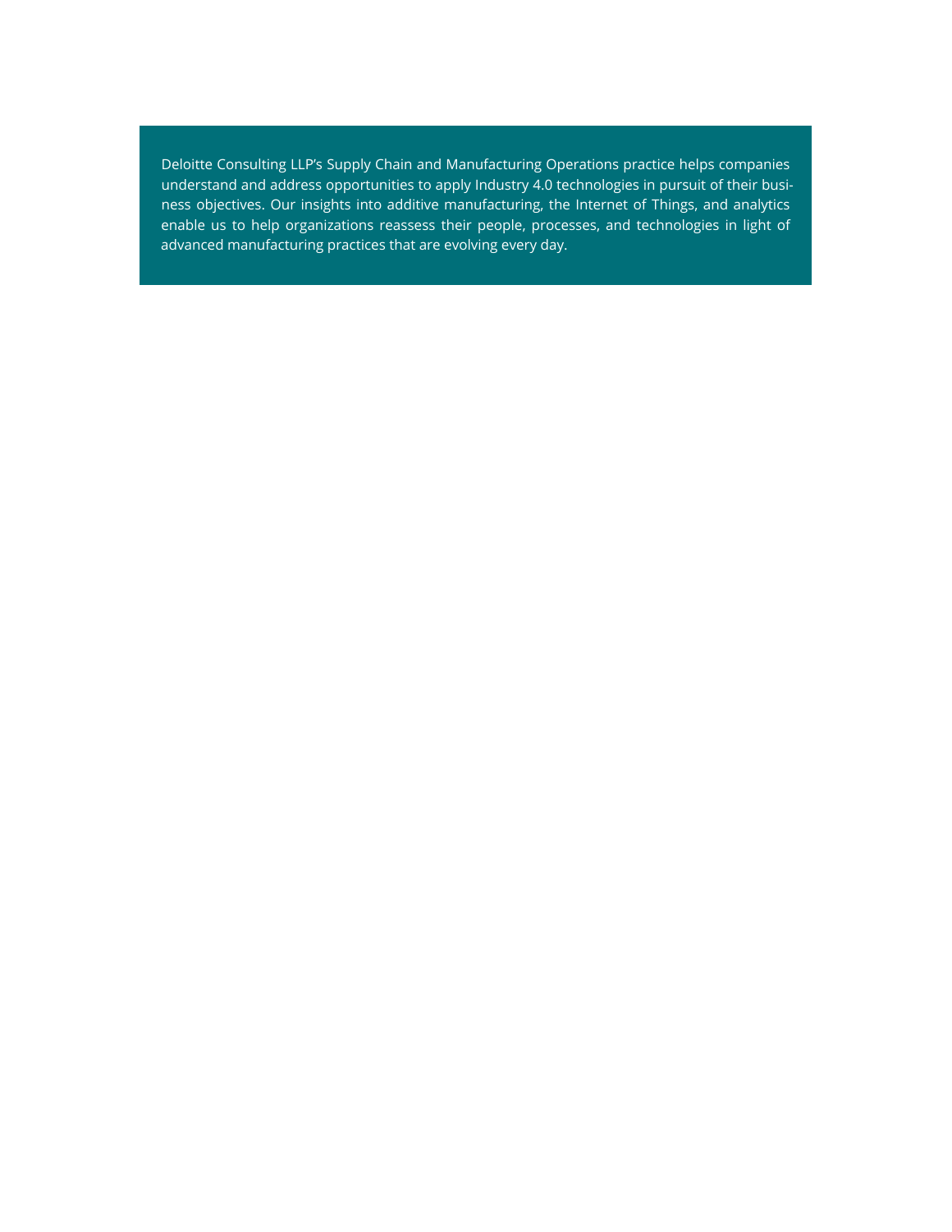Deloitte Consulting LLP's Supply Chain and Manufacturing Operations practice helps companies understand and address opportunities to apply Industry 4.0 technologies in pursuit of their business objectives. Our insights into additive manufacturing, the Internet of Things, and analytics enable us to help organizations reassess their people, processes, and technologies in light of advanced manufacturing practices that are evolving every day.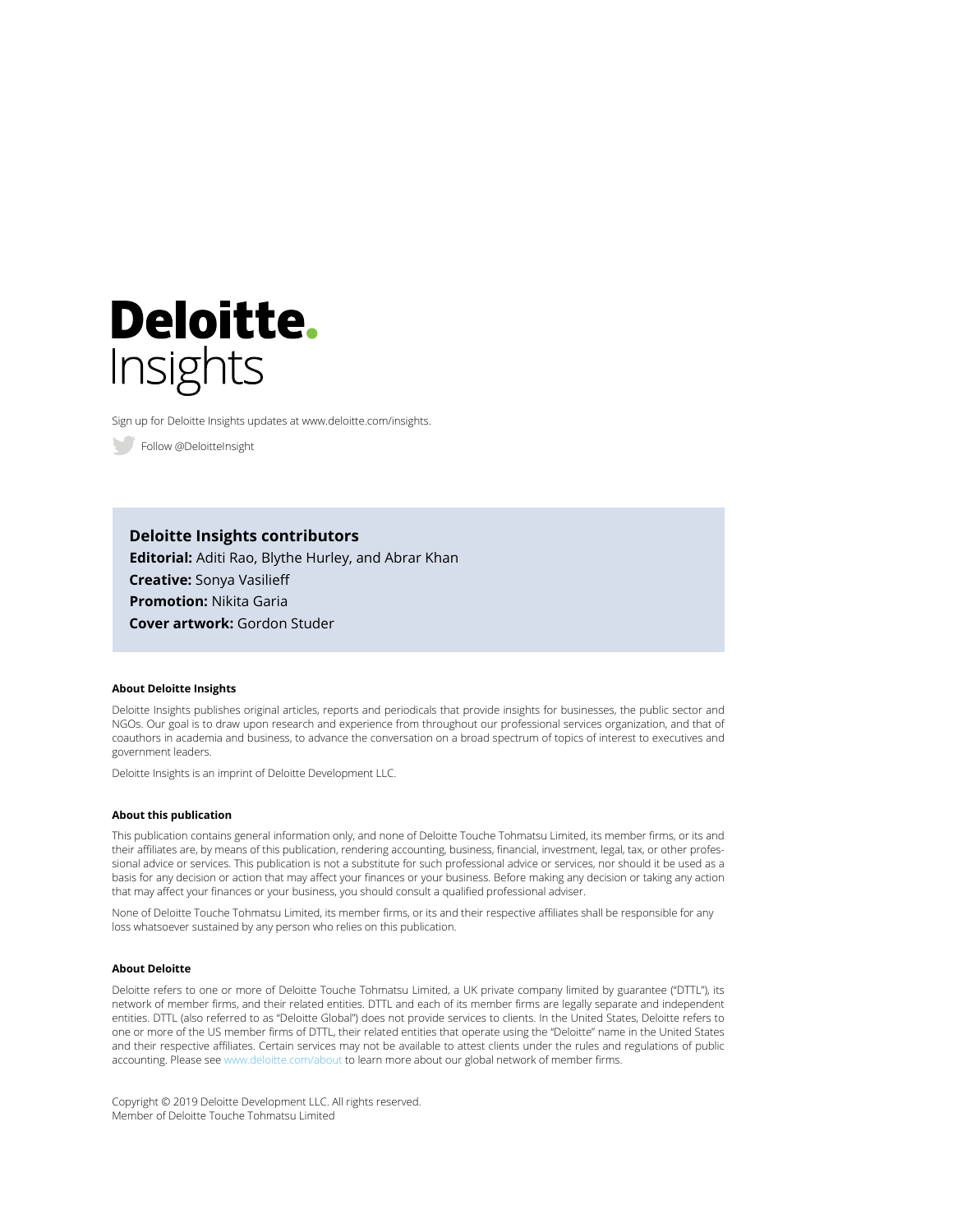**Deloitte.**
Insights

Sign up for Deloitte Insights updates at www.deloitte.com/insights.

Follow @DeloitteInsight

**Deloitte Insights contributors**
**Editorial:** Aditi Rao, Blythe Hurley, and Abrar Khan
**Creative:** Sonya Vasilieff
**Promotion:** Nikita Garia
**Cover artwork:** Gordon Studer

#### About Deloitte Insights

Deloitte Insights publishes original articles, reports and periodicals that provide insights for businesses, the public sector and NGOs. Our goal is to draw upon research and experience from throughout our professional services organization, and that of coauthors in academia and business, to advance the conversation on a broad spectrum of topics of interest to executives and government leaders.

Deloitte Insights is an imprint of Deloitte Development LLC.

#### About this publication

This publication contains general information only, and none of Deloitte Touche Tohmatsu Limited, its member firms, or its and their affiliates are, by means of this publication, rendering accounting, business, financial, investment, legal, tax, or other professional advice or services. This publication is not a substitute for such professional advice or services, nor should it be used as a basis for any decision or action that may affect your finances or your business. Before making any decision or taking any action that may affect your finances or your business, you should consult a qualified professional adviser.

None of Deloitte Touche Tohmatsu Limited, its member firms, or its and their respective affiliates shall be responsible for any loss whatsoever sustained by any person who relies on this publication.

#### About Deloitte

Deloitte refers to one or more of Deloitte Touche Tohmatsu Limited, a UK private company limited by guarantee ("DTTL"), its network of member firms, and their related entities. DTTL and each of its member firms are legally separate and independent entities. DTTL (also referred to as "Deloitte Global") does not provide services to clients. In the United States, Deloitte refers to one or more of the US member firms of DTTL, their related entities that operate using the "Deloitte" name in the United States and their respective affiliates. Certain services may not be available to attest clients under the rules and regulations of public accounting. Please see www.deloitte.com/about to learn more about our global network of member firms.

Copyright © 2019 Deloitte Development LLC. All rights reserved.
Member of Deloitte Touche Tohmatsu Limited